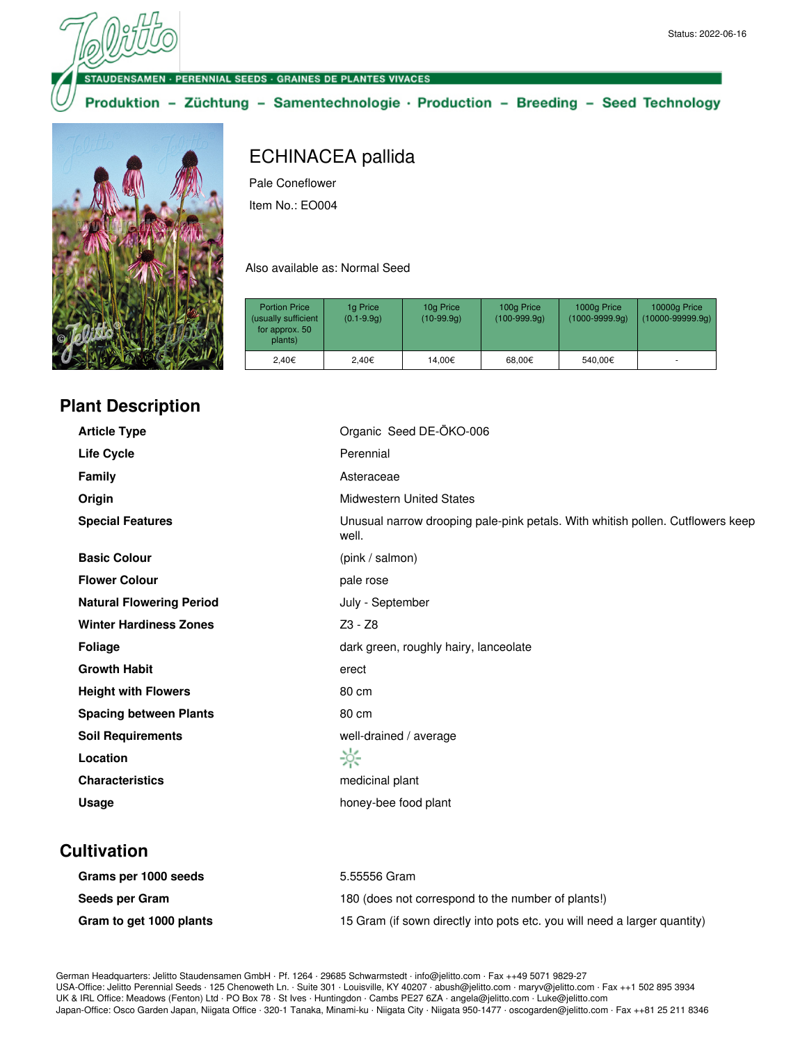Status: 2022-06-16

STAUDENSAMEN · PERENNIAL SEEDS · GRAINES DE PLANTES VIVACES

**Produktion – Züchtung – Samentechnologie · Production – Breeding – Seed Technology**

# ECHINACEA pallida

Pale Coneflower

Item No.: EO004

Also available as: Normal Seed

| Portion Price (usually sufficient for approx. 50 plants) | 1g Price (0.1-9.9g) | 10g Price (10-99.9g) | 100g Price (100-999.9g) | 1000g Price (1000-9999.9g) | 10000g Price (10000-99999.9g) |
|---|---|---|---|---|---|
| 2,40€ | 2,40€ | 14,00€ | 68,00€ | 540,00€ | - |

## Plant Description

| | |
|---|---|
| **Article Type** | Organic Seed DE-ÖKO-006 |
| **Life Cycle** | Perennial |
| **Family** | Asteraceae |
| **Origin** | Midwestern United States |
| **Special Features** | Unusual narrow drooping pale-pink petals. With whitish pollen. Cutflowers keep well. |
| **Basic Colour** | (pink / salmon) |
| **Flower Colour** | pale rose |
| **Natural Flowering Period** | July - September |
| **Winter Hardiness Zones** | Z3 - Z8 |
| **Foliage** | dark green, roughly hairy, lanceolate |
| **Growth Habit** | erect |
| **Height with Flowers** | 80 cm |
| **Spacing between Plants** | 80 cm |
| **Soil Requirements** | well-drained / average |
| **Location** | ☼ |
| **Characteristics** | medicinal plant |
| **Usage** | honey-bee food plant |

## Cultivation

| | |
|---|---|
| **Grams per 1000 seeds** | 5.55556 Gram |
| **Seeds per Gram** | 180 (does not correspond to the number of plants!) |
| **Gram to get 1000 plants** | 15 Gram (if sown directly into pots etc. you will need a larger quantity) |

German Headquarters: Jelitto Staudensamen GmbH · Pf. 1264 · 29685 Schwarmstedt · info@jelitto.com · Fax ++49 5071 9829-27
USA-Office: Jelitto Perennial Seeds · 125 Chenoweth Ln. · Suite 301 · Louisville, KY 40207 · abush@jelitto.com · maryv@jelitto.com · Fax ++1 502 895 3934
UK & IRL Office: Meadows (Fenton) Ltd · PO Box 78 · St Ives · Huntingdon · Cambs PE27 6ZA · angela@jelitto.com · Luke@jelitto.com
Japan-Office: Osco Garden Japan, Niigata Office · 320-1 Tanaka, Minami-ku · Niigata City · Niigata 950-1477 · oscogarden@jelitto.com · Fax ++81 25 211 8346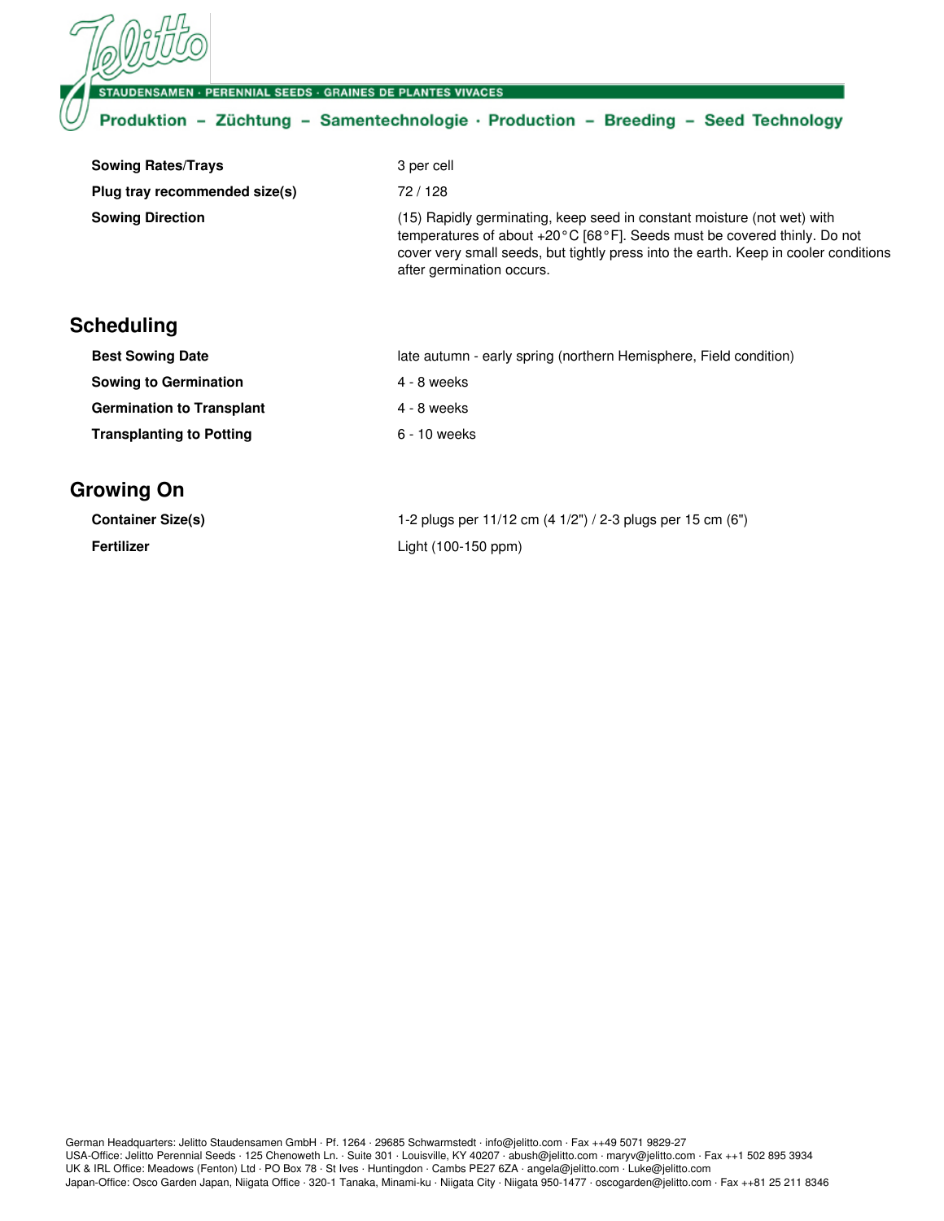| | |
|---|---|
| **Sowing Rates/Trays** | 3 per cell |
| **Plug tray recommended size(s)** | 72 / 128 |
| **Sowing Direction** | (15) Rapidly germinating, keep seed in constant moisture (not wet) with temperatures of about +20°C [68°F]. Seeds must be covered thinly. Do not cover very small seeds, but tightly press into the earth. Keep in cooler conditions after germination occurs. |

## Scheduling

| | |
|---|---|
| **Best Sowing Date** | late autumn - early spring (northern Hemisphere, Field condition) |
| **Sowing to Germination** | 4 - 8 weeks |
| **Germination to Transplant** | 4 - 8 weeks |
| **Transplanting to Potting** | 6 - 10 weeks |

## Growing On

| | |
|---|---|
| **Container Size(s)** | 1-2 plugs per 11/12 cm (4 1/2") / 2-3 plugs per 15 cm (6") |
| **Fertilizer** | Light (100-150 ppm) |